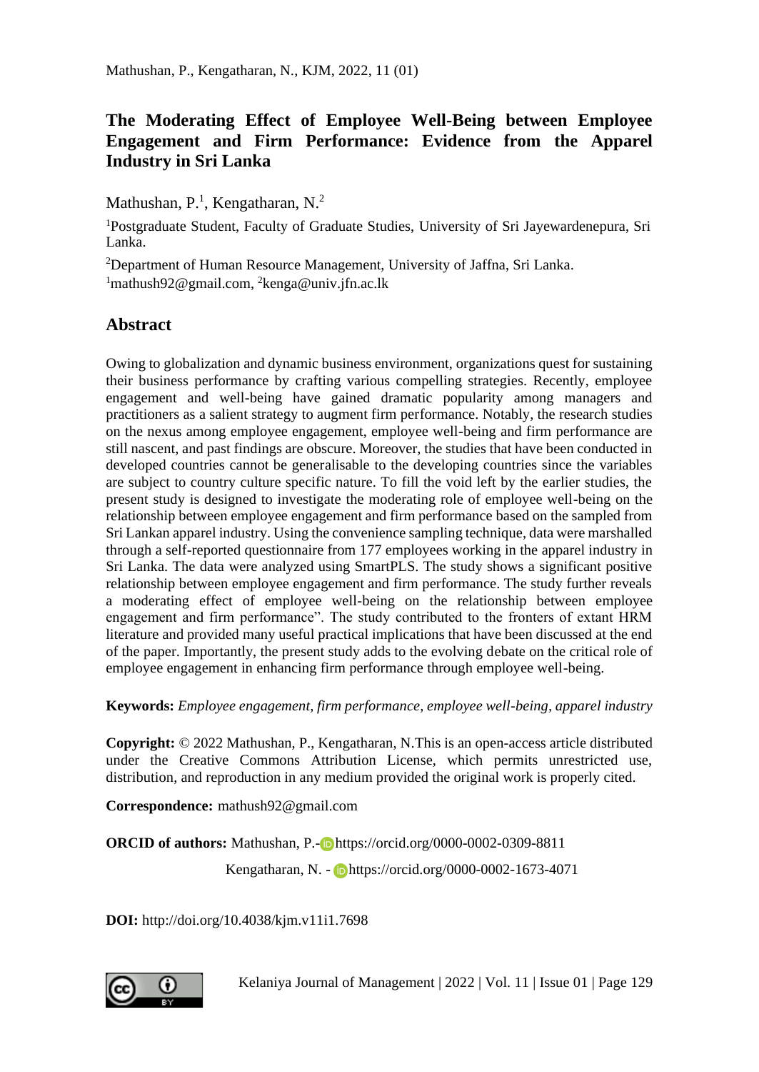# The Moderating Effect of Employee Well-Being between Employee Engagement and Firm Performance: Evidence from the Apparel Industry in Sri Lanka

Mathushan, P.[1], Kengatharan, N.[2]

[1]Postgraduate Student, Faculty of Graduate Studies, University of Sri Jayewardenepura, Sri Lanka.

[2]Department of Human Resource Management, University of Jaffna, Sri Lanka.

[1]mathush92@gmail.com, [2]kenga@univ.jfn.ac.lk

## Abstract

Owing to globalization and dynamic business environment, organizations quest for sustaining their business performance by crafting various compelling strategies. Recently, employee engagement and well-being have gained dramatic popularity among managers and practitioners as a salient strategy to augment firm performance. Notably, the research studies on the nexus among employee engagement, employee well-being and firm performance are still nascent, and past findings are obscure. Moreover, the studies that have been conducted in developed countries cannot be generalisable to the developing countries since the variables are subject to country culture specific nature. To fill the void left by the earlier studies, the present study is designed to investigate the moderating role of employee well-being on the relationship between employee engagement and firm performance based on the sampled from Sri Lankan apparel industry. Using the convenience sampling technique, data were marshalled through a self-reported questionnaire from 177 employees working in the apparel industry in Sri Lanka. The data were analyzed using SmartPLS. The study shows a significant positive relationship between employee engagement and firm performance. The study further reveals a moderating effect of employee well-being on the relationship between employee engagement and firm performance". The study contributed to the fronters of extant HRM literature and provided many useful practical implications that have been discussed at the end of the paper. Importantly, the present study adds to the evolving debate on the critical role of employee engagement in enhancing firm performance through employee well-being.

**Keywords:** *Employee engagement, firm performance, employee well-being, apparel industry*

**Copyright:** © 2022 Mathushan, P., Kengatharan, N.This is an open-access article distributed under the Creative Commons Attribution License, which permits unrestricted use, distribution, and reproduction in any medium provided the original work is properly cited.

**Correspondence:** mathush92@gmail.com

**ORCID of authors:** Mathushan, P.- https://orcid.org/0000-0002-0309-8811

Kengatharan, N. - https://orcid.org/0000-0002-1673-4071

**DOI:** http://doi.org/10.4038/kjm.v11i1.7698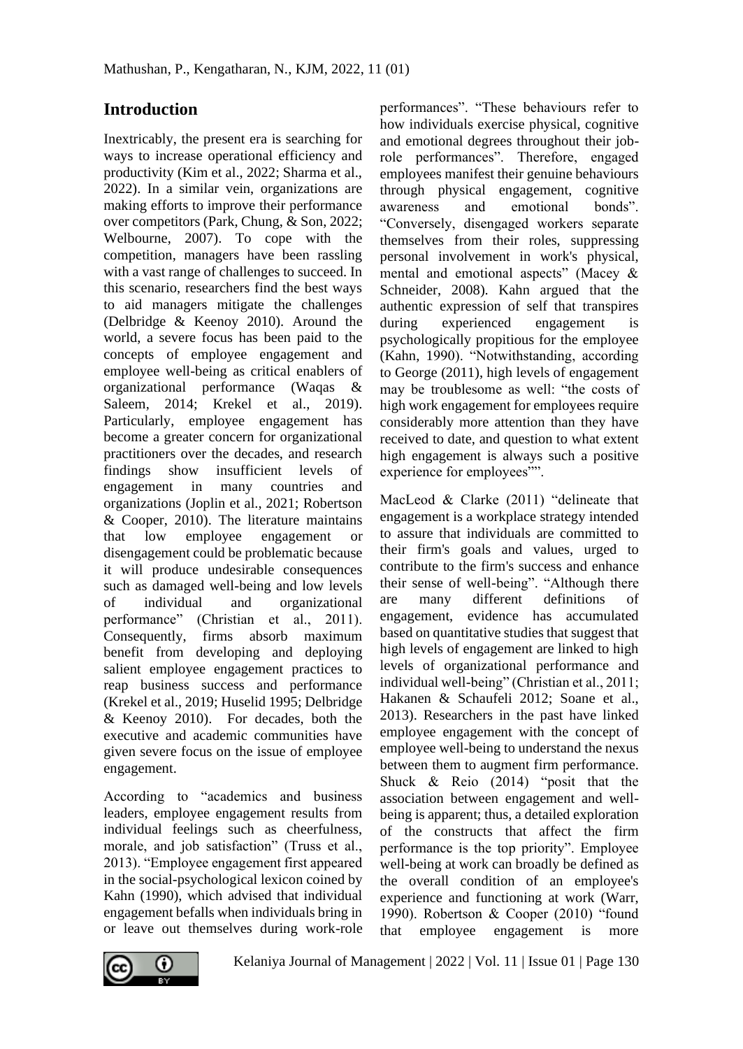## Introduction

Inextricably, the present era is searching for ways to increase operational efficiency and productivity (Kim et al., 2022; Sharma et al., 2022). In a similar vein, organizations are making efforts to improve their performance over competitors (Park, Chung, & Son, 2022; Welbourne, 2007). To cope with the competition, managers have been rassling with a vast range of challenges to succeed. In this scenario, researchers find the best ways to aid managers mitigate the challenges (Delbridge & Keenoy 2010). Around the world, a severe focus has been paid to the concepts of employee engagement and employee well-being as critical enablers of organizational performance (Waqas & Saleem, 2014; Krekel et al., 2019). Particularly, employee engagement has become a greater concern for organizational practitioners over the decades, and research findings show insufficient levels of engagement in many countries and organizations (Joplin et al., 2021; Robertson & Cooper, 2010). The literature maintains that low employee engagement or disengagement could be problematic because it will produce undesirable consequences such as damaged well-being and low levels of individual and organizational performance" (Christian et al., 2011). Consequently, firms absorb maximum benefit from developing and deploying salient employee engagement practices to reap business success and performance (Krekel et al., 2019; Huselid 1995; Delbridge & Keenoy 2010). For decades, both the executive and academic communities have given severe focus on the issue of employee engagement.

According to "academics and business leaders, employee engagement results from individual feelings such as cheerfulness, morale, and job satisfaction" (Truss et al., 2013). "Employee engagement first appeared in the social-psychological lexicon coined by Kahn (1990), which advised that individual engagement befalls when individuals bring in or leave out themselves during work-role performances". "These behaviours refer to how individuals exercise physical, cognitive and emotional degrees throughout their job-role performances". Therefore, engaged employees manifest their genuine behaviours through physical engagement, cognitive awareness and emotional bonds". "Conversely, disengaged workers separate themselves from their roles, suppressing personal involvement in work's physical, mental and emotional aspects" (Macey & Schneider, 2008). Kahn argued that the authentic expression of self that transpires during experienced engagement is psychologically propitious for the employee (Kahn, 1990). "Notwithstanding, according to George (2011), high levels of engagement may be troublesome as well: "the costs of high work engagement for employees require considerably more attention than they have received to date, and question to what extent high engagement is always such a positive experience for employees"".

MacLeod & Clarke (2011) "delineate that engagement is a workplace strategy intended to assure that individuals are committed to their firm's goals and values, urged to contribute to the firm's success and enhance their sense of well-being". "Although there are many different definitions of engagement, evidence has accumulated based on quantitative studies that suggest that high levels of engagement are linked to high levels of organizational performance and individual well-being" (Christian et al., 2011; Hakanen & Schaufeli 2012; Soane et al., 2013). Researchers in the past have linked employee engagement with the concept of employee well-being to understand the nexus between them to augment firm performance. Shuck & Reio (2014) "posit that the association between engagement and well-being is apparent; thus, a detailed exploration of the constructs that affect the firm performance is the top priority". Employee well-being at work can broadly be defined as the overall condition of an employee's experience and functioning at work (Warr, 1990). Robertson & Cooper (2010) "found that employee engagement is more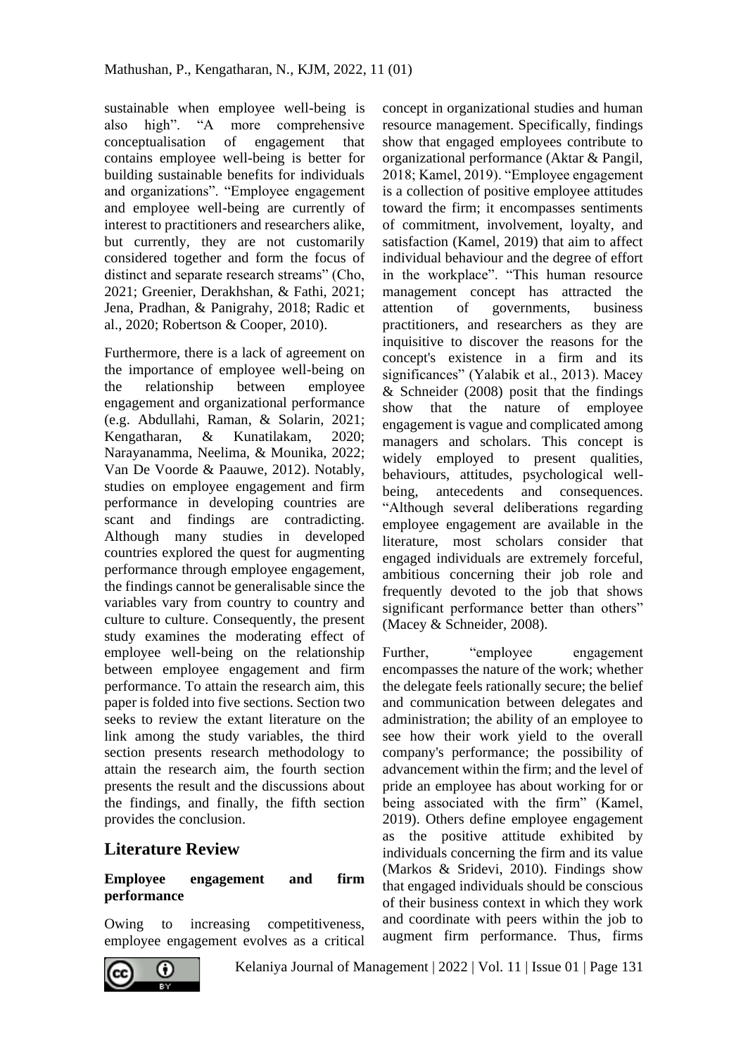sustainable when employee well-being is also high". "A more comprehensive conceptualisation of engagement that contains employee well-being is better for building sustainable benefits for individuals and organizations". "Employee engagement and employee well-being are currently of interest to practitioners and researchers alike, but currently, they are not customarily considered together and form the focus of distinct and separate research streams" (Cho, 2021; Greenier, Derakhshan, & Fathi, 2021; Jena, Pradhan, & Panigrahy, 2018; Radic et al., 2020; Robertson & Cooper, 2010).

Furthermore, there is a lack of agreement on the importance of employee well-being on the relationship between employee engagement and organizational performance (e.g. Abdullahi, Raman, & Solarin, 2021; Kengatharan, & Kunatilakam, 2020; Narayanamma, Neelima, & Mounika, 2022; Van De Voorde & Paauwe, 2012). Notably, studies on employee engagement and firm performance in developing countries are scant and findings are contradicting. Although many studies in developed countries explored the quest for augmenting performance through employee engagement, the findings cannot be generalisable since the variables vary from country to country and culture to culture. Consequently, the present study examines the moderating effect of employee well-being on the relationship between employee engagement and firm performance. To attain the research aim, this paper is folded into five sections. Section two seeks to review the extant literature on the link among the study variables, the third section presents research methodology to attain the research aim, the fourth section presents the result and the discussions about the findings, and finally, the fifth section provides the conclusion.

## Literature Review

### Employee engagement and firm performance

Owing to increasing competitiveness, employee engagement evolves as a critical concept in organizational studies and human resource management. Specifically, findings show that engaged employees contribute to organizational performance (Aktar & Pangil, 2018; Kamel, 2019). "Employee engagement is a collection of positive employee attitudes toward the firm; it encompasses sentiments of commitment, involvement, loyalty, and satisfaction (Kamel, 2019) that aim to affect individual behaviour and the degree of effort in the workplace". "This human resource management concept has attracted the attention of governments, business practitioners, and researchers as they are inquisitive to discover the reasons for the concept's existence in a firm and its significances" (Yalabik et al., 2013). Macey & Schneider (2008) posit that the findings show that the nature of employee engagement is vague and complicated among managers and scholars. This concept is widely employed to present qualities, behaviours, attitudes, psychological well-being, antecedents and consequences. "Although several deliberations regarding employee engagement are available in the literature, most scholars consider that engaged individuals are extremely forceful, ambitious concerning their job role and frequently devoted to the job that shows significant performance better than others" (Macey & Schneider, 2008).

Further, "employee engagement encompasses the nature of the work; whether the delegate feels rationally secure; the belief and communication between delegates and administration; the ability of an employee to see how their work yield to the overall company's performance; the possibility of advancement within the firm; and the level of pride an employee has about working for or being associated with the firm" (Kamel, 2019). Others define employee engagement as the positive attitude exhibited by individuals concerning the firm and its value (Markos & Sridevi, 2010). Findings show that engaged individuals should be conscious of their business context in which they work and coordinate with peers within the job to augment firm performance. Thus, firms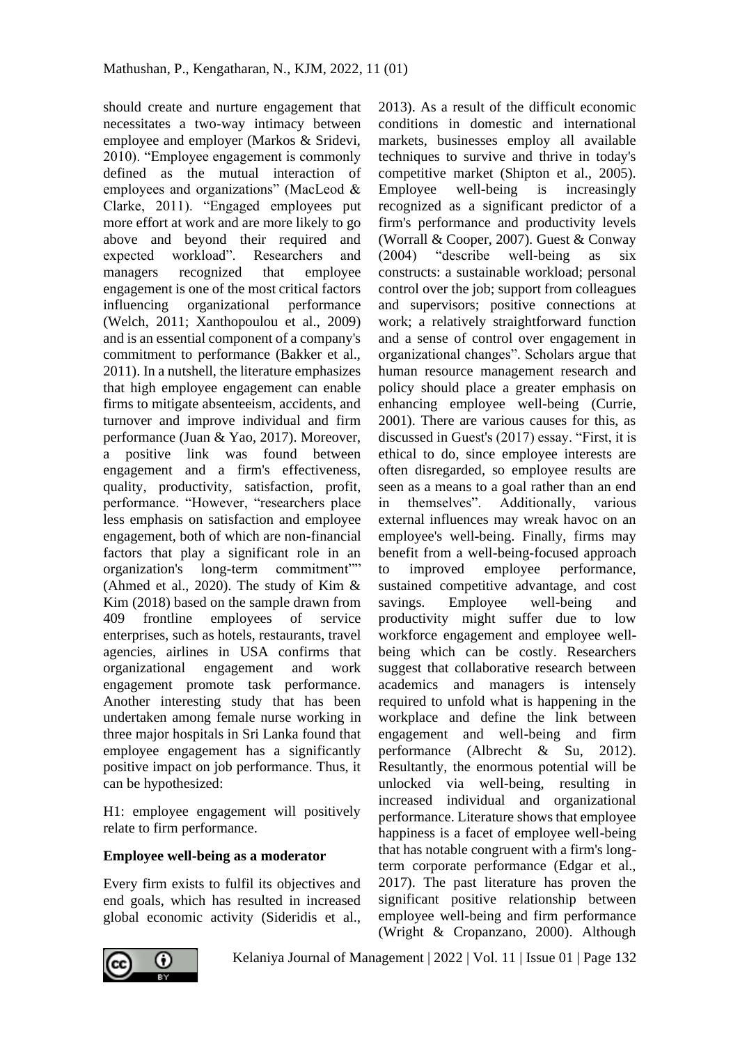should create and nurture engagement that necessitates a two-way intimacy between employee and employer (Markos & Sridevi, 2010). "Employee engagement is commonly defined as the mutual interaction of employees and organizations" (MacLeod & Clarke, 2011). "Engaged employees put more effort at work and are more likely to go above and beyond their required and expected workload". Researchers and managers recognized that employee engagement is one of the most critical factors influencing organizational performance (Welch, 2011; Xanthopoulou et al., 2009) and is an essential component of a company's commitment to performance (Bakker et al., 2011). In a nutshell, the literature emphasizes that high employee engagement can enable firms to mitigate absenteeism, accidents, and turnover and improve individual and firm performance (Juan & Yao, 2017). Moreover, a positive link was found between engagement and a firm's effectiveness, quality, productivity, satisfaction, profit, performance. "However, "researchers place less emphasis on satisfaction and employee engagement, both of which are non-financial factors that play a significant role in an organization's long-term commitment"" (Ahmed et al., 2020). The study of Kim & Kim (2018) based on the sample drawn from 409 frontline employees of service enterprises, such as hotels, restaurants, travel agencies, airlines in USA confirms that organizational engagement and work engagement promote task performance. Another interesting study that has been undertaken among female nurse working in three major hospitals in Sri Lanka found that employee engagement has a significantly positive impact on job performance. Thus, it can be hypothesized:

H1: employee engagement will positively relate to firm performance.

**Employee well-being as a moderator**

Every firm exists to fulfil its objectives and end goals, which has resulted in increased global economic activity (Sideridis et al., 2013). As a result of the difficult economic conditions in domestic and international markets, businesses employ all available techniques to survive and thrive in today's competitive market (Shipton et al., 2005). Employee well-being is increasingly recognized as a significant predictor of a firm's performance and productivity levels (Worrall & Cooper, 2007). Guest & Conway (2004) "describe well-being as six constructs: a sustainable workload; personal control over the job; support from colleagues and supervisors; positive connections at work; a relatively straightforward function and a sense of control over engagement in organizational changes". Scholars argue that human resource management research and policy should place a greater emphasis on enhancing employee well-being (Currie, 2001). There are various causes for this, as discussed in Guest's (2017) essay. "First, it is ethical to do, since employee interests are often disregarded, so employee results are seen as a means to a goal rather than an end in themselves". Additionally, various external influences may wreak havoc on an employee's well-being. Finally, firms may benefit from a well-being-focused approach to improved employee performance, sustained competitive advantage, and cost savings. Employee well-being and productivity might suffer due to low workforce engagement and employee well-being which can be costly. Researchers suggest that collaborative research between academics and managers is intensely required to unfold what is happening in the workplace and define the link between engagement and well-being and firm performance (Albrecht & Su, 2012). Resultantly, the enormous potential will be unlocked via well-being, resulting in increased individual and organizational performance. Literature shows that employee happiness is a facet of employee well-being that has notable congruent with a firm's long-term corporate performance (Edgar et al., 2017). The past literature has proven the significant positive relationship between employee well-being and firm performance (Wright & Cropanzano, 2000). Although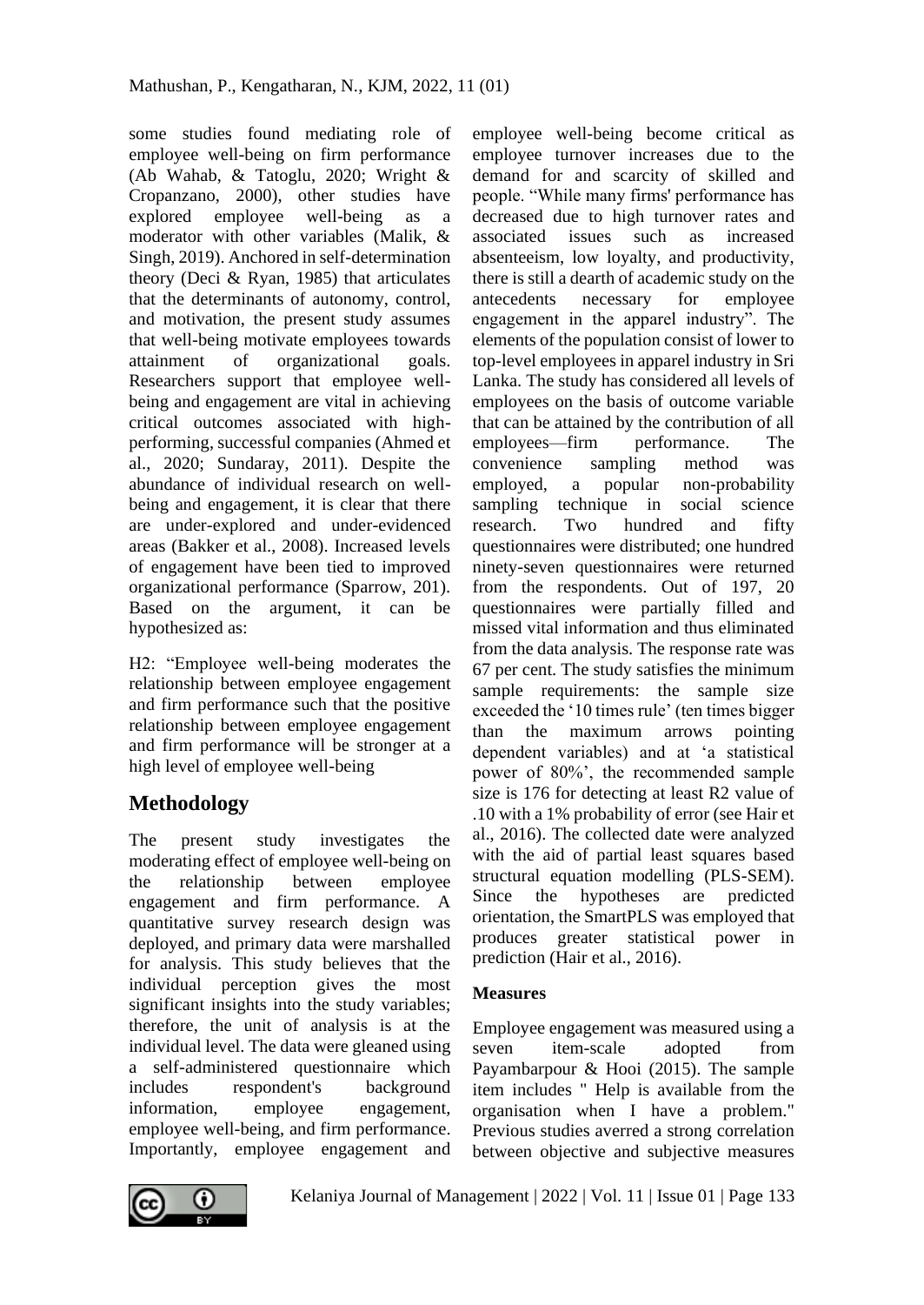some studies found mediating role of employee well-being on firm performance (Ab Wahab, & Tatoglu, 2020; Wright & Cropanzano, 2000), other studies have explored employee well-being as a moderator with other variables (Malik, & Singh, 2019). Anchored in self-determination theory (Deci & Ryan, 1985) that articulates that the determinants of autonomy, control, and motivation, the present study assumes that well-being motivate employees towards attainment of organizational goals. Researchers support that employee well-being and engagement are vital in achieving critical outcomes associated with high-performing, successful companies (Ahmed et al., 2020; Sundaray, 2011). Despite the abundance of individual research on well-being and engagement, it is clear that there are under-explored and under-evidenced areas (Bakker et al., 2008). Increased levels of engagement have been tied to improved organizational performance (Sparrow, 201). Based on the argument, it can be hypothesized as:

H2: "Employee well-being moderates the relationship between employee engagement and firm performance such that the positive relationship between employee engagement and firm performance will be stronger at a high level of employee well-being

## Methodology

The present study investigates the moderating effect of employee well-being on the relationship between employee engagement and firm performance. A quantitative survey research design was deployed, and primary data were marshalled for analysis. This study believes that the individual perception gives the most significant insights into the study variables; therefore, the unit of analysis is at the individual level. The data were gleaned using a self-administered questionnaire which includes respondent's background information, employee engagement, employee well-being, and firm performance. Importantly, employee engagement and employee well-being become critical as employee turnover increases due to the demand for and scarcity of skilled and people. "While many firms' performance has decreased due to high turnover rates and associated issues such as increased absenteeism, low loyalty, and productivity, there is still a dearth of academic study on the antecedents necessary for employee engagement in the apparel industry". The elements of the population consist of lower to top-level employees in apparel industry in Sri Lanka. The study has considered all levels of employees on the basis of outcome variable that can be attained by the contribution of all employees—firm performance. The convenience sampling method was employed, a popular non-probability sampling technique in social science research. Two hundred and fifty questionnaires were distributed; one hundred ninety-seven questionnaires were returned from the respondents. Out of 197, 20 questionnaires were partially filled and missed vital information and thus eliminated from the data analysis. The response rate was 67 per cent. The study satisfies the minimum sample requirements: the sample size exceeded the '10 times rule' (ten times bigger than the maximum arrows pointing dependent variables) and at 'a statistical power of 80%', the recommended sample size is 176 for detecting at least R2 value of .10 with a 1% probability of error (see Hair et al., 2016). The collected date were analyzed with the aid of partial least squares based structural equation modelling (PLS-SEM). Since the hypotheses are predicted orientation, the SmartPLS was employed that produces greater statistical power in prediction (Hair et al., 2016).

### Measures

Employee engagement was measured using a seven item-scale adopted from Payambarpour & Hooi (2015). The sample item includes " Help is available from the organisation when I have a problem." Previous studies averred a strong correlation between objective and subjective measures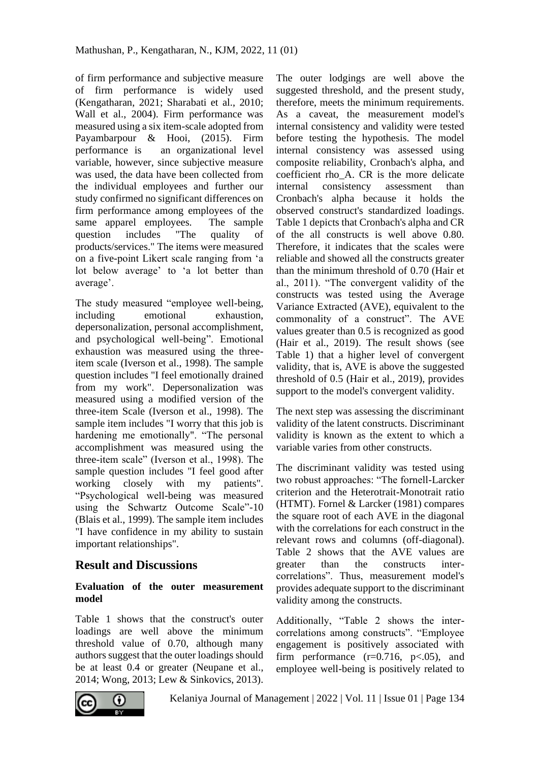of firm performance and subjective measure of firm performance is widely used (Kengatharan, 2021; Sharabati et al., 2010; Wall et al., 2004). Firm performance was measured using a six item-scale adopted from Payambarpour & Hooi, (2015). Firm performance is an organizational level variable, however, since subjective measure was used, the data have been collected from the individual employees and further our study confirmed no significant differences on firm performance among employees of the same apparel employees. The sample question includes "The quality of products/services." The items were measured on a five-point Likert scale ranging from 'a lot below average' to 'a lot better than average'.

The study measured "employee well-being, including emotional exhaustion, depersonalization, personal accomplishment, and psychological well-being". Emotional exhaustion was measured using the three-item scale (Iverson et al., 1998). The sample question includes "I feel emotionally drained from my work". Depersonalization was measured using a modified version of the three-item Scale (Iverson et al., 1998). The sample item includes "I worry that this job is hardening me emotionally". "The personal accomplishment was measured using the three-item scale" (Iverson et al., 1998). The sample question includes "I feel good after working closely with my patients". "Psychological well-being was measured using the Schwartz Outcome Scale"-10 (Blais et al., 1999). The sample item includes "I have confidence in my ability to sustain important relationships".

## Result and Discussions

### Evaluation of the outer measurement model

Table 1 shows that the construct's outer loadings are well above the minimum threshold value of 0.70, although many authors suggest that the outer loadings should be at least 0.4 or greater (Neupane et al., 2014; Wong, 2013; Lew & Sinkovics, 2013). The outer lodgings are well above the suggested threshold, and the present study, therefore, meets the minimum requirements. As a caveat, the measurement model's internal consistency and validity were tested before testing the hypothesis. The model internal consistency was assessed using composite reliability, Cronbach's alpha, and coefficient rho_A. CR is the more delicate internal consistency assessment than Cronbach's alpha because it holds the observed construct's standardized loadings. Table 1 depicts that Cronbach's alpha and CR of the all constructs is well above 0.80. Therefore, it indicates that the scales were reliable and showed all the constructs greater than the minimum threshold of 0.70 (Hair et al., 2011). "The convergent validity of the constructs was tested using the Average Variance Extracted (AVE), equivalent to the commonality of a construct". The AVE values greater than 0.5 is recognized as good (Hair et al., 2019). The result shows (see Table 1) that a higher level of convergent validity, that is, AVE is above the suggested threshold of 0.5 (Hair et al., 2019), provides support to the model's convergent validity.

The next step was assessing the discriminant validity of the latent constructs. Discriminant validity is known as the extent to which a variable varies from other constructs.

The discriminant validity was tested using two robust approaches: "The fornell-Larcker criterion and the Heterotrait-Monotrait ratio (HTMT). Fornel & Larcker (1981) compares the square root of each AVE in the diagonal with the correlations for each construct in the relevant rows and columns (off-diagonal). Table 2 shows that the AVE values are greater than the constructs inter-correlations". Thus, measurement model's provides adequate support to the discriminant validity among the constructs.

Additionally, "Table 2 shows the inter-correlations among constructs". "Employee engagement is positively associated with firm performance ($r=0.716$, $p<.05$), and employee well-being is positively related to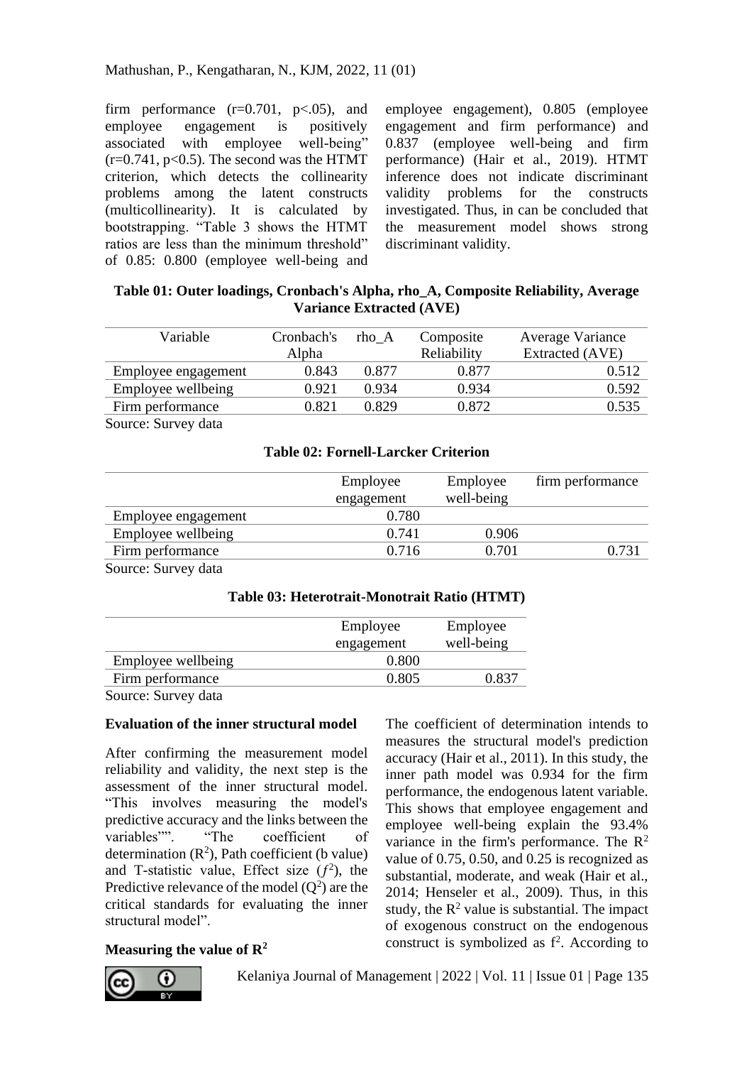firm performance (r=0.701, p<.05), and employee engagement is positively associated with employee well-being" (r=0.741, p<0.5). The second was the HTMT criterion, which detects the collinearity problems among the latent constructs (multicollinearity). It is calculated by bootstrapping. "Table 3 shows the HTMT ratios are less than the minimum threshold" of 0.85: 0.800 (employee well-being and employee engagement), 0.805 (employee engagement and firm performance) and 0.837 (employee well-being and firm performance) (Hair et al., 2019). HTMT inference does not indicate discriminant validity problems for the constructs investigated. Thus, in can be concluded that the measurement model shows strong discriminant validity.

**Table 01: Outer loadings, Cronbach's Alpha, rho_A, Composite Reliability, Average Variance Extracted (AVE)**

| Variable | Cronbach's Alpha | rho_A | Composite Reliability | Average Variance Extracted (AVE) |
|---|---|---|---|---|
| Employee engagement | 0.843 | 0.877 | 0.877 | 0.512 |
| Employee wellbeing | 0.921 | 0.934 | 0.934 | 0.592 |
| Firm performance | 0.821 | 0.829 | 0.872 | 0.535 |

Source: Survey data

**Table 02: Fornell-Larcker Criterion**

| | Employee engagement | Employee well-being | firm performance |
|---|---|---|---|
| Employee engagement | 0.780 | | |
| Employee wellbeing | 0.741 | 0.906 | |
| Firm performance | 0.716 | 0.701 | 0.731 |

Source: Survey data

**Table 03: Heterotrait-Monotrait Ratio (HTMT)**

| | Employee engagement | Employee well-being |
|---|---|---|
| Employee wellbeing | 0.800 | |
| Firm performance | 0.805 | 0.837 |

Source: Survey data

**Evaluation of the inner structural model**

After confirming the measurement model reliability and validity, the next step is the assessment of the inner structural model. "This involves measuring the model's predictive accuracy and the links between the variables"". "The coefficient of determination ($R^2$), Path coefficient (b value) and T-statistic value, Effect size ($f^2$), the Predictive relevance of the model ($Q^2$) are the critical standards for evaluating the inner structural model".

**Measuring the value of $R^2$**

The coefficient of determination intends to measures the structural model's prediction accuracy (Hair et al., 2011). In this study, the inner path model was 0.934 for the firm performance, the endogenous latent variable. This shows that employee engagement and employee well-being explain the 93.4% variance in the firm's performance. The $R^2$ value of 0.75, 0.50, and 0.25 is recognized as substantial, moderate, and weak (Hair et al., 2014; Henseler et al., 2009). Thus, in this study, the $R^2$ value is substantial. The impact of exogenous construct on the endogenous construct is symbolized as $f^2$. According to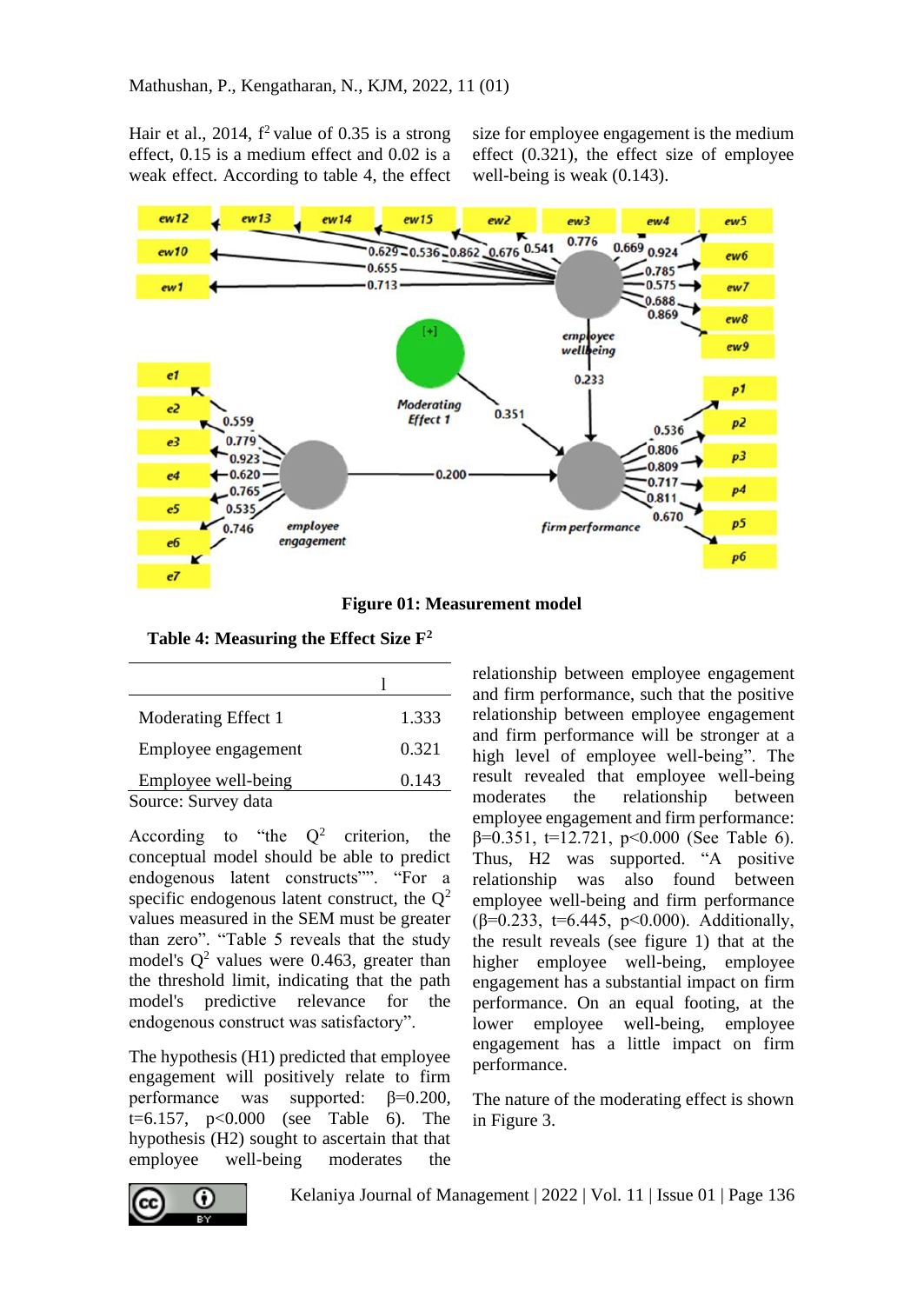Hair et al., 2014, $f^2$ value of 0.35 is a strong effect, 0.15 is a medium effect and 0.02 is a weak effect. According to table 4, the effect size for employee engagement is the medium effect (0.321), the effect size of employee well-being is weak (0.143).

**Figure 01: Measurement model**

**Table 4: Measuring the Effect Size $F^2$**

| | l |
|---|---|
| Moderating Effect 1 | 1.333 |
| Employee engagement | 0.321 |
| Employee well-being | 0.143 |

Source: Survey data

According to "the $Q^2$ criterion, the conceptual model should be able to predict endogenous latent constructs"". "For a specific endogenous latent construct, the $Q^2$ values measured in the SEM must be greater than zero". "Table 5 reveals that the study model's $Q^2$ values were 0.463, greater than the threshold limit, indicating that the path model's predictive relevance for the endogenous construct was satisfactory".

The hypothesis (H1) predicted that employee engagement will positively relate to firm performance was supported: $\beta$=0.200, t=6.157, p<0.000 (see Table 6). The hypothesis (H2) sought to ascertain that that employee well-being moderates the relationship between employee engagement and firm performance, such that the positive relationship between employee engagement and firm performance will be stronger at a high level of employee well-being". The result revealed that employee well-being moderates the relationship between employee engagement and firm performance: $\beta$=0.351, t=12.721, p<0.000 (See Table 6). Thus, H2 was supported. "A positive relationship was also found between employee well-being and firm performance ($\beta$=0.233, t=6.445, p<0.000). Additionally, the result reveals (see figure 1) that at the higher employee well-being, employee engagement has a substantial impact on firm performance. On an equal footing, at the lower employee well-being, employee engagement has a little impact on firm performance.

The nature of the moderating effect is shown in Figure 3.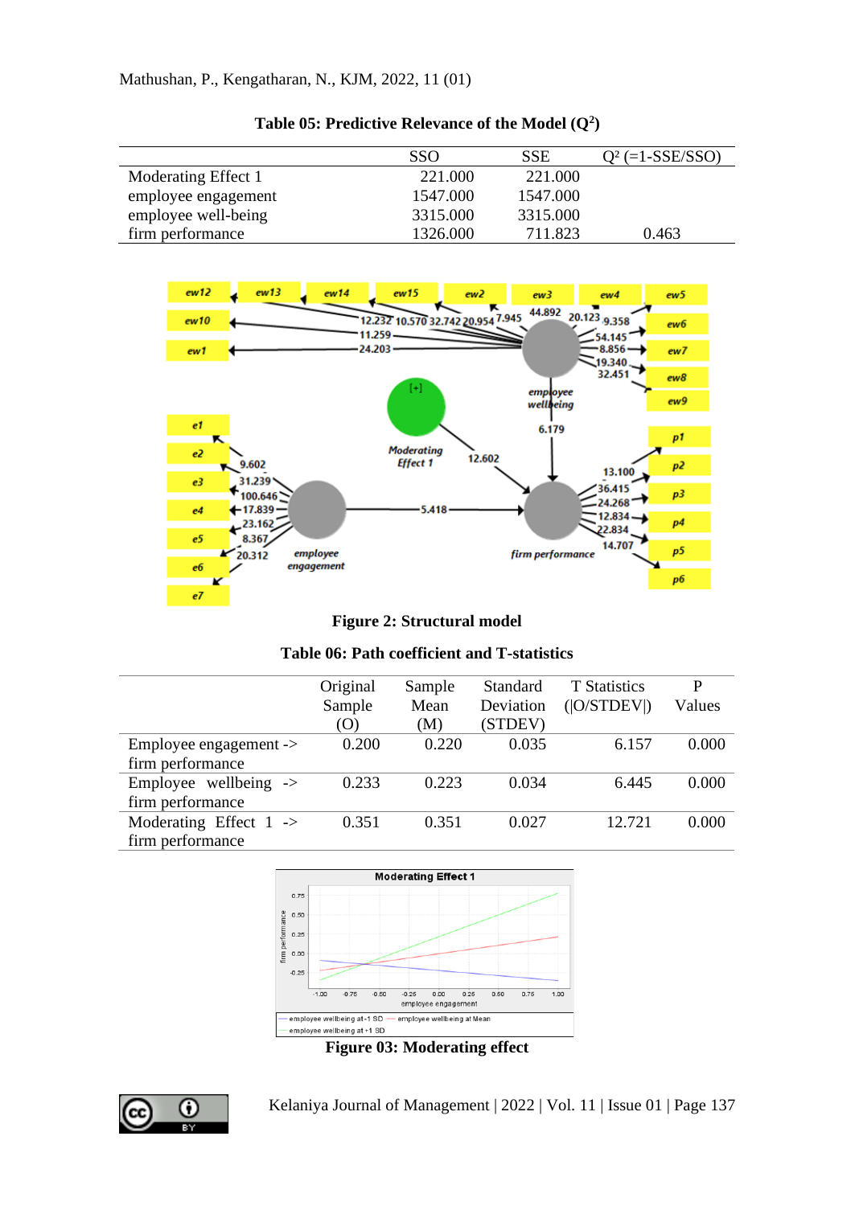**Table 05: Predictive Relevance of the Model ($Q^2$)**

| | SSO | SSE | $Q^2$ (=1-SSE/SSO) |
|---|---|---|---|
| Moderating Effect 1 | 221.000 | 221.000 | |
| employee engagement | 1547.000 | 1547.000 | |
| employee well-being | 3315.000 | 3315.000 | |
| firm performance | 1326.000 | 711.823 | 0.463 |

**Figure 2: Structural model**

**Table 06: Path coefficient and T-statistics**

| | Original Sample (O) | Sample Mean (M) | Standard Deviation (STDEV) | T Statistics (\|O/STDEV\|) | P Values |
|---|---|---|---|---|---|
| Employee engagement -> firm performance | 0.200 | 0.220 | 0.035 | 6.157 | 0.000 |
| Employee wellbeing -> firm performance | 0.233 | 0.223 | 0.034 | 6.445 | 0.000 |
| Moderating Effect 1 -> firm performance | 0.351 | 0.351 | 0.027 | 12.721 | 0.000 |

**Figure 03: Moderating effect**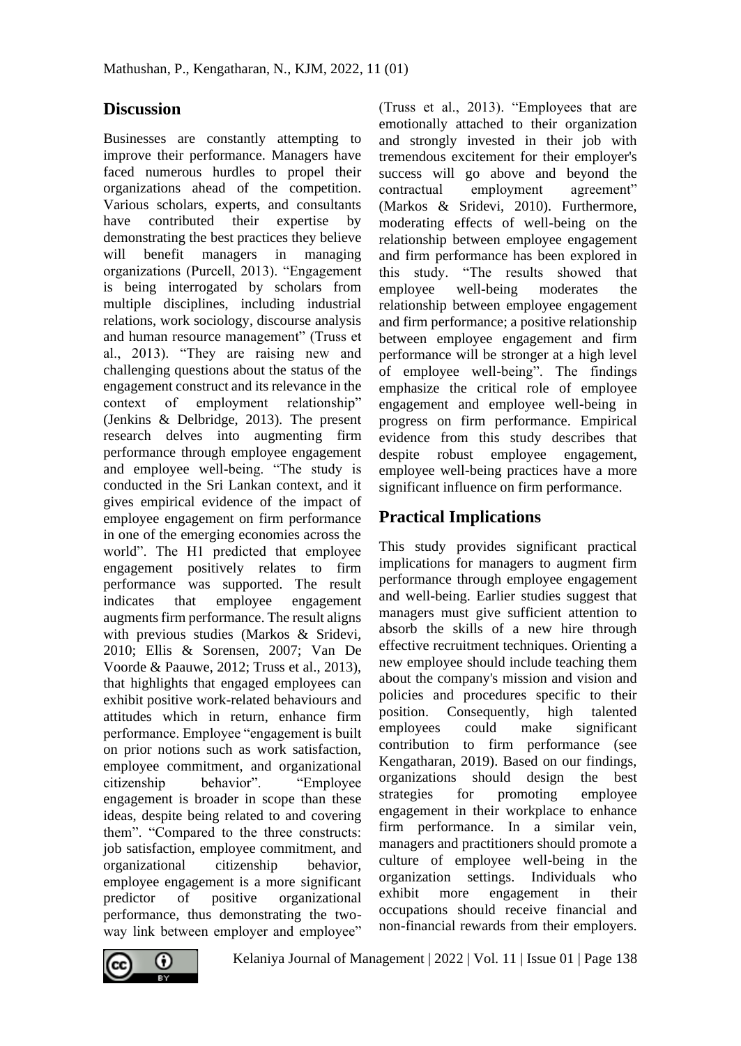## Discussion

Businesses are constantly attempting to improve their performance. Managers have faced numerous hurdles to propel their organizations ahead of the competition. Various scholars, experts, and consultants have contributed their expertise by demonstrating the best practices they believe will benefit managers in managing organizations (Purcell, 2013). "Engagement is being interrogated by scholars from multiple disciplines, including industrial relations, work sociology, discourse analysis and human resource management" (Truss et al., 2013). "They are raising new and challenging questions about the status of the engagement construct and its relevance in the context of employment relationship" (Jenkins & Delbridge, 2013). The present research delves into augmenting firm performance through employee engagement and employee well-being. "The study is conducted in the Sri Lankan context, and it gives empirical evidence of the impact of employee engagement on firm performance in one of the emerging economies across the world". The H1 predicted that employee engagement positively relates to firm performance was supported. The result indicates that employee engagement augments firm performance. The result aligns with previous studies (Markos & Sridevi, 2010; Ellis & Sorensen, 2007; Van De Voorde & Paauwe, 2012; Truss et al., 2013), that highlights that engaged employees can exhibit positive work-related behaviours and attitudes which in return, enhance firm performance. Employee "engagement is built on prior notions such as work satisfaction, employee commitment, and organizational citizenship behavior". "Employee engagement is broader in scope than these ideas, despite being related to and covering them". "Compared to the three constructs: job satisfaction, employee commitment, and organizational citizenship behavior, employee engagement is a more significant predictor of positive organizational performance, thus demonstrating the two-way link between employer and employee" (Truss et al., 2013). "Employees that are emotionally attached to their organization and strongly invested in their job with tremendous excitement for their employer's success will go above and beyond the contractual employment agreement" (Markos & Sridevi, 2010). Furthermore, moderating effects of well-being on the relationship between employee engagement and firm performance has been explored in this study. "The results showed that employee well-being moderates the relationship between employee engagement and firm performance; a positive relationship between employee engagement and firm performance will be stronger at a high level of employee well-being". The findings emphasize the critical role of employee engagement and employee well-being in progress on firm performance. Empirical evidence from this study describes that despite robust employee engagement, employee well-being practices have a more significant influence on firm performance.

## Practical Implications

This study provides significant practical implications for managers to augment firm performance through employee engagement and well-being. Earlier studies suggest that managers must give sufficient attention to absorb the skills of a new hire through effective recruitment techniques. Orienting a new employee should include teaching them about the company's mission and vision and policies and procedures specific to their position. Consequently, high talented employees could make significant contribution to firm performance (see Kengatharan, 2019). Based on our findings, organizations should design the best strategies for promoting employee engagement in their workplace to enhance firm performance. In a similar vein, managers and practitioners should promote a culture of employee well-being in the organization settings. Individuals who exhibit more engagement in their occupations should receive financial and non-financial rewards from their employers.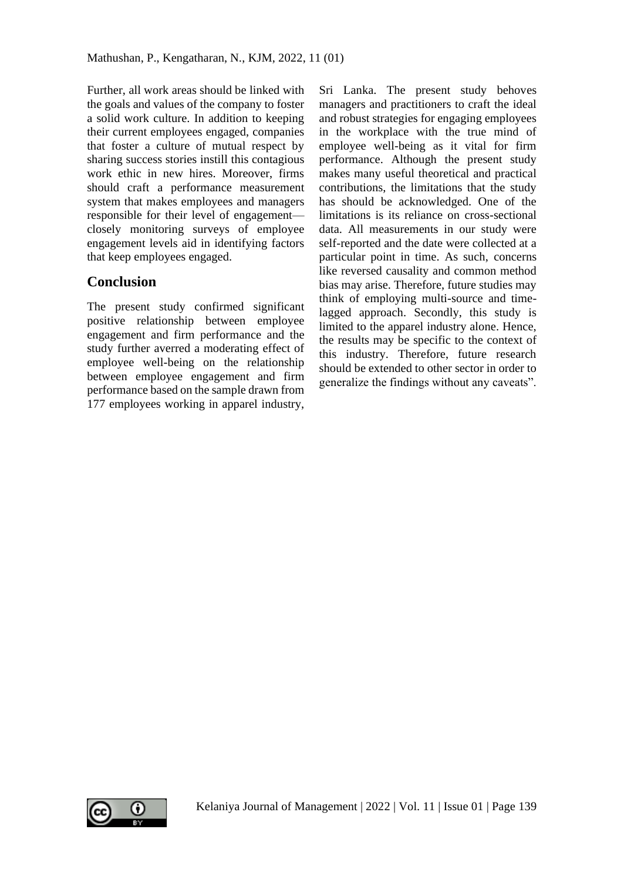Further, all work areas should be linked with the goals and values of the company to foster a solid work culture. In addition to keeping their current employees engaged, companies that foster a culture of mutual respect by sharing success stories instill this contagious work ethic in new hires. Moreover, firms should craft a performance measurement system that makes employees and managers responsible for their level of engagement—closely monitoring surveys of employee engagement levels aid in identifying factors that keep employees engaged.

## Conclusion

The present study confirmed significant positive relationship between employee engagement and firm performance and the study further averred a moderating effect of employee well-being on the relationship between employee engagement and firm performance based on the sample drawn from 177 employees working in apparel industry, Sri Lanka. The present study behoves managers and practitioners to craft the ideal and robust strategies for engaging employees in the workplace with the true mind of employee well-being as it vital for firm performance. Although the present study makes many useful theoretical and practical contributions, the limitations that the study has should be acknowledged. One of the limitations is its reliance on cross-sectional data. All measurements in our study were self-reported and the date were collected at a particular point in time. As such, concerns like reversed causality and common method bias may arise. Therefore, future studies may think of employing multi-source and time-lagged approach. Secondly, this study is limited to the apparel industry alone. Hence, the results may be specific to the context of this industry. Therefore, future research should be extended to other sector in order to generalize the findings without any caveats".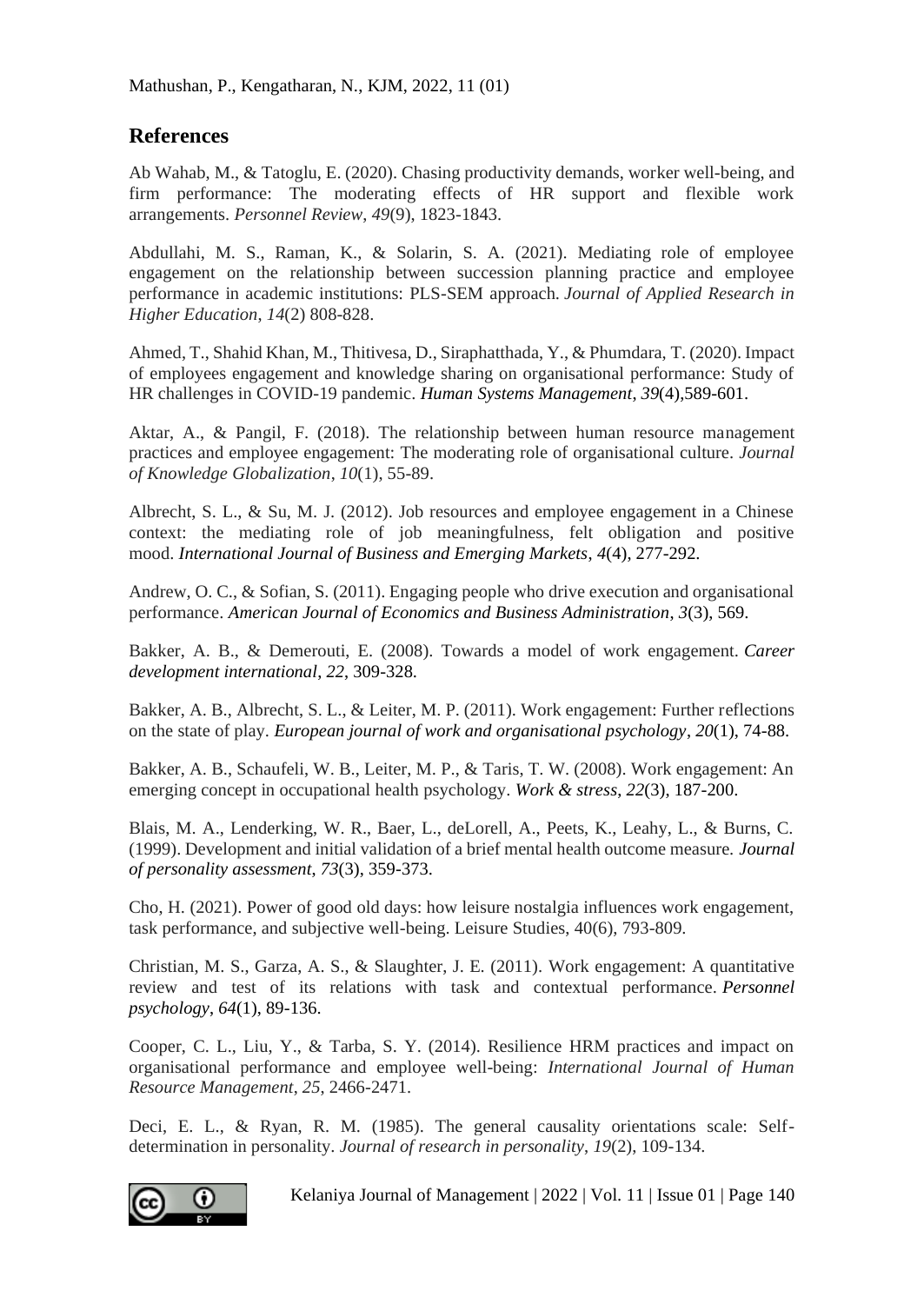## References

Ab Wahab, M., & Tatoglu, E. (2020). Chasing productivity demands, worker well-being, and firm performance: The moderating effects of HR support and flexible work arrangements. *Personnel Review*, *49*(9), 1823-1843.

Abdullahi, M. S., Raman, K., & Solarin, S. A. (2021). Mediating role of employee engagement on the relationship between succession planning practice and employee performance in academic institutions: PLS-SEM approach. *Journal of Applied Research in Higher Education*, *14*(2) 808-828.

Ahmed, T., Shahid Khan, M., Thitivesa, D., Siraphatthada, Y., & Phumdara, T. (2020). Impact of employees engagement and knowledge sharing on organisational performance: Study of HR challenges in COVID-19 pandemic. *Human Systems Management*, *39*(4),589-601.

Aktar, A., & Pangil, F. (2018). The relationship between human resource management practices and employee engagement: The moderating role of organisational culture. *Journal of Knowledge Globalization*, *10*(1), 55-89.

Albrecht, S. L., & Su, M. J. (2012). Job resources and employee engagement in a Chinese context: the mediating role of job meaningfulness, felt obligation and positive mood. *International Journal of Business and Emerging Markets*, *4*(4), 277-292.

Andrew, O. C., & Sofian, S. (2011). Engaging people who drive execution and organisational performance. *American Journal of Economics and Business Administration*, *3*(3), 569.

Bakker, A. B., & Demerouti, E. (2008). Towards a model of work engagement. *Career development international*, *22*, 309-328.

Bakker, A. B., Albrecht, S. L., & Leiter, M. P. (2011). Work engagement: Further reflections on the state of play. *European journal of work and organisational psychology*, *20*(1), 74-88.

Bakker, A. B., Schaufeli, W. B., Leiter, M. P., & Taris, T. W. (2008). Work engagement: An emerging concept in occupational health psychology. *Work & stress*, *22*(3), 187-200.

Blais, M. A., Lenderking, W. R., Baer, L., deLorell, A., Peets, K., Leahy, L., & Burns, C. (1999). Development and initial validation of a brief mental health outcome measure. *Journal of personality assessment*, *73*(3), 359-373.

Cho, H. (2021). Power of good old days: how leisure nostalgia influences work engagement, task performance, and subjective well-being. Leisure Studies, 40(6), 793-809.

Christian, M. S., Garza, A. S., & Slaughter, J. E. (2011). Work engagement: A quantitative review and test of its relations with task and contextual performance. *Personnel psychology*, *64*(1), 89-136.

Cooper, C. L., Liu, Y., & Tarba, S. Y. (2014). Resilience HRM practices and impact on organisational performance and employee well-being: *International Journal of Human Resource Management*, *25*, 2466-2471.

Deci, E. L., & Ryan, R. M. (1985). The general causality orientations scale: Self-determination in personality. *Journal of research in personality*, *19*(2), 109-134.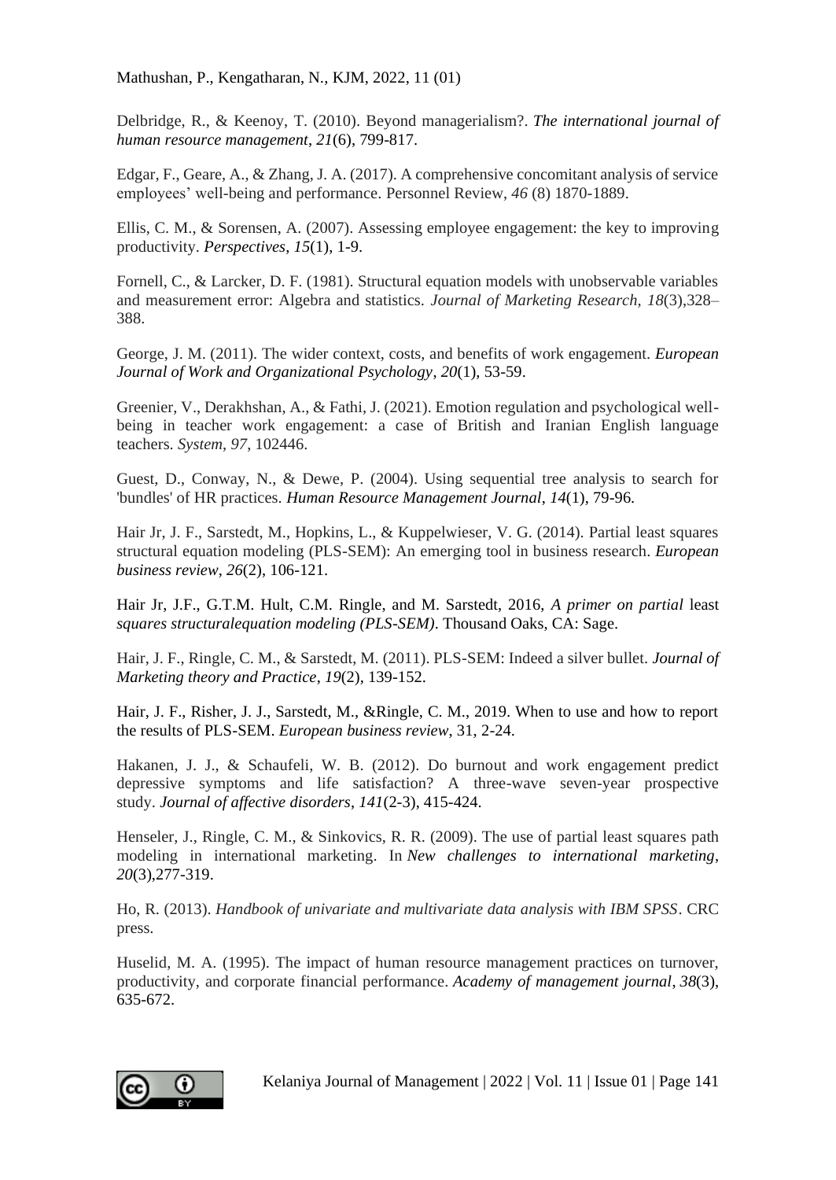Delbridge, R., & Keenoy, T. (2010). Beyond managerialism?. *The international journal of human resource management*, *21*(6), 799-817.

Edgar, F., Geare, A., & Zhang, J. A. (2017). A comprehensive concomitant analysis of service employees' well-being and performance. Personnel Review, *46* (8) 1870-1889.

Ellis, C. M., & Sorensen, A. (2007). Assessing employee engagement: the key to improving productivity. *Perspectives*, *15*(1), 1-9.

Fornell, C., & Larcker, D. F. (1981). Structural equation models with unobservable variables and measurement error: Algebra and statistics. *Journal of Marketing Research, 18*(3),328–388.

George, J. M. (2011). The wider context, costs, and benefits of work engagement. *European Journal of Work and Organizational Psychology*, *20*(1), 53-59.

Greenier, V., Derakhshan, A., & Fathi, J. (2021). Emotion regulation and psychological well-being in teacher work engagement: a case of British and Iranian English language teachers. *System*, *97*, 102446.

Guest, D., Conway, N., & Dewe, P. (2004). Using sequential tree analysis to search for 'bundles' of HR practices. *Human Resource Management Journal*, *14*(1), 79-96.

Hair Jr, J. F., Sarstedt, M., Hopkins, L., & Kuppelwieser, V. G. (2014). Partial least squares structural equation modeling (PLS-SEM): An emerging tool in business research. *European business review*, *26*(2), 106-121.

Hair Jr, J.F., G.T.M. Hult, C.M. Ringle, and M. Sarstedt, 2016, *A primer on partial* least *squares structuralequation modeling (PLS-SEM)*. Thousand Oaks, CA: Sage.

Hair, J. F., Ringle, C. M., & Sarstedt, M. (2011). PLS-SEM: Indeed a silver bullet. *Journal of Marketing theory and Practice*, *19*(2), 139-152.

Hair, J. F., Risher, J. J., Sarstedt, M., &Ringle, C. M., 2019. When to use and how to report the results of PLS-SEM. *European business review*, 31, 2-24.

Hakanen, J. J., & Schaufeli, W. B. (2012). Do burnout and work engagement predict depressive symptoms and life satisfaction? A three-wave seven-year prospective study. *Journal of affective disorders*, *141*(2-3), 415-424.

Henseler, J., Ringle, C. M., & Sinkovics, R. R. (2009). The use of partial least squares path modeling in international marketing. In *New challenges to international marketing*, *20*(3),277-319.

Ho, R. (2013). *Handbook of univariate and multivariate data analysis with IBM SPSS*. CRC press.

Huselid, M. A. (1995). The impact of human resource management practices on turnover, productivity, and corporate financial performance. *Academy of management journal*, *38*(3), 635-672.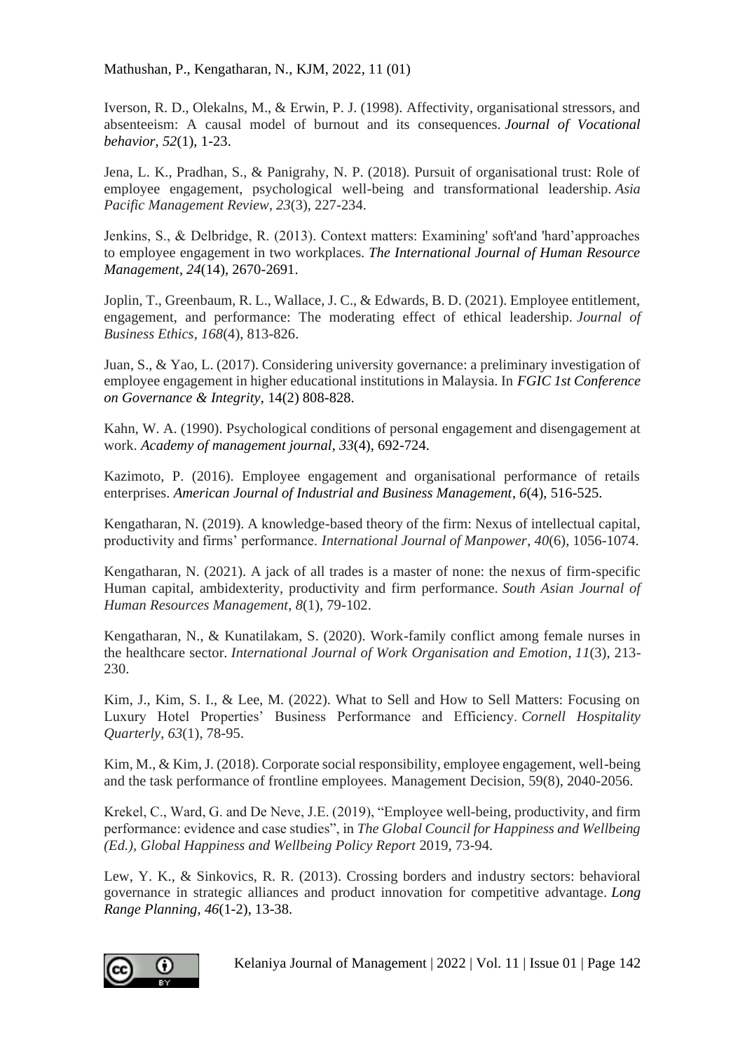Iverson, R. D., Olekalns, M., & Erwin, P. J. (1998). Affectivity, organisational stressors, and absenteeism: A causal model of burnout and its consequences. *Journal of Vocational behavior*, *52*(1), 1-23.

Jena, L. K., Pradhan, S., & Panigrahy, N. P. (2018). Pursuit of organisational trust: Role of employee engagement, psychological well-being and transformational leadership. *Asia Pacific Management Review*, *23*(3), 227-234.

Jenkins, S., & Delbridge, R. (2013). Context matters: Examining' soft'and 'hard'approaches to employee engagement in two workplaces. *The International Journal of Human Resource Management*, *24*(14), 2670-2691.

Joplin, T., Greenbaum, R. L., Wallace, J. C., & Edwards, B. D. (2021). Employee entitlement, engagement, and performance: The moderating effect of ethical leadership. *Journal of Business Ethics*, *168*(4), 813-826.

Juan, S., & Yao, L. (2017). Considering university governance: a preliminary investigation of employee engagement in higher educational institutions in Malaysia. In *FGIC 1st Conference on Governance & Integrity*, 14(2) 808-828.

Kahn, W. A. (1990). Psychological conditions of personal engagement and disengagement at work. *Academy of management journal*, *33*(4), 692-724.

Kazimoto, P. (2016). Employee engagement and organisational performance of retails enterprises. *American Journal of Industrial and Business Management*, *6*(4), 516-525.

Kengatharan, N. (2019). A knowledge-based theory of the firm: Nexus of intellectual capital, productivity and firms' performance. *International Journal of Manpower*, *40*(6), 1056-1074.

Kengatharan, N. (2021). A jack of all trades is a master of none: the nexus of firm-specific Human capital, ambidexterity, productivity and firm performance. *South Asian Journal of Human Resources Management*, *8*(1), 79-102.

Kengatharan, N., & Kunatilakam, S. (2020). Work-family conflict among female nurses in the healthcare sector. *International Journal of Work Organisation and Emotion*, *11*(3), 213-230.

Kim, J., Kim, S. I., & Lee, M. (2022). What to Sell and How to Sell Matters: Focusing on Luxury Hotel Properties' Business Performance and Efficiency. *Cornell Hospitality Quarterly*, *63*(1), 78-95.

Kim, M., & Kim, J. (2018). Corporate social responsibility, employee engagement, well-being and the task performance of frontline employees. Management Decision, 59(8), 2040-2056.

Krekel, C., Ward, G. and De Neve, J.E. (2019), "Employee well-being, productivity, and firm performance: evidence and case studies", in *The Global Council for Happiness and Wellbeing (Ed.), Global Happiness and Wellbeing Policy Report* 2019, 73-94.

Lew, Y. K., & Sinkovics, R. R. (2013). Crossing borders and industry sectors: behavioral governance in strategic alliances and product innovation for competitive advantage. *Long Range Planning*, *46*(1-2), 13-38.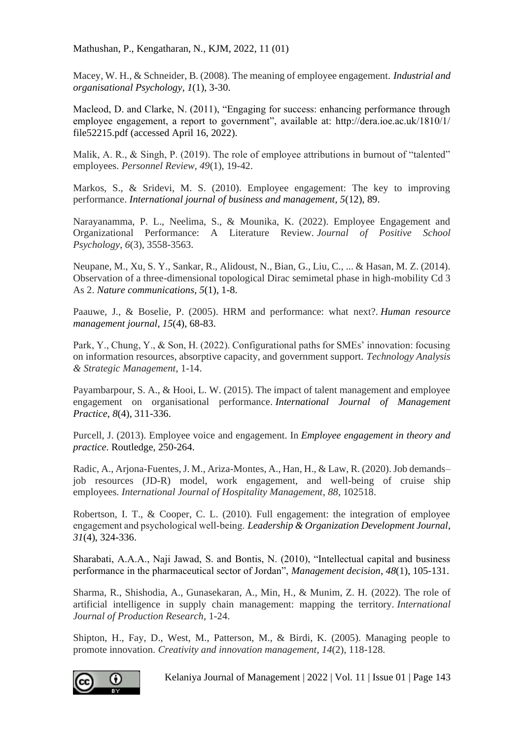Macey, W. H., & Schneider, B. (2008). The meaning of employee engagement. *Industrial and organisational Psychology*, *1*(1), 3-30.

Macleod, D. and Clarke, N. (2011), "Engaging for success: enhancing performance through employee engagement, a report to government", available at: http://dera.ioe.ac.uk/1810/1/file52215.pdf (accessed April 16, 2022).

Malik, A. R., & Singh, P. (2019). The role of employee attributions in burnout of "talented" employees. *Personnel Review*, *49*(1), 19-42.

Markos, S., & Sridevi, M. S. (2010). Employee engagement: The key to improving performance. *International journal of business and management*, *5*(12), 89.

Narayanamma, P. L., Neelima, S., & Mounika, K. (2022). Employee Engagement and Organizational Performance: A Literature Review. *Journal of Positive School Psychology*, *6*(3), 3558-3563.

Neupane, M., Xu, S. Y., Sankar, R., Alidoust, N., Bian, G., Liu, C., ... & Hasan, M. Z. (2014). Observation of a three-dimensional topological Dirac semimetal phase in high-mobility Cd 3 As 2. *Nature communications*, *5*(1), 1-8.

Paauwe, J., & Boselie, P. (2005). HRM and performance: what next?. *Human resource management journal*, *15*(4), 68-83.

Park, Y., Chung, Y., & Son, H. (2022). Configurational paths for SMEs' innovation: focusing on information resources, absorptive capacity, and government support. *Technology Analysis & Strategic Management*, 1-14.

Payambarpour, S. A., & Hooi, L. W. (2015). The impact of talent management and employee engagement on organisational performance. *International Journal of Management Practice*, *8*(4), 311-336.

Purcell, J. (2013). Employee voice and engagement. In *Employee engagement in theory and practice*. Routledge, 250-264.

Radic, A., Arjona-Fuentes, J. M., Ariza-Montes, A., Han, H., & Law, R. (2020). Job demands–job resources (JD-R) model, work engagement, and well-being of cruise ship employees. *International Journal of Hospitality Management*, *88*, 102518.

Robertson, I. T., & Cooper, C. L. (2010). Full engagement: the integration of employee engagement and psychological well-being. *Leadership & Organization Development Journal*, *31*(4), 324-336.

Sharabati, A.A.A., Naji Jawad, S. and Bontis, N. (2010), "Intellectual capital and business performance in the pharmaceutical sector of Jordan", *Management decision*, *48*(1), 105-131.

Sharma, R., Shishodia, A., Gunasekaran, A., Min, H., & Munim, Z. H. (2022). The role of artificial intelligence in supply chain management: mapping the territory. *International Journal of Production Research*, 1-24.

Shipton, H., Fay, D., West, M., Patterson, M., & Birdi, K. (2005). Managing people to promote innovation. *Creativity and innovation management*, *14*(2), 118-128.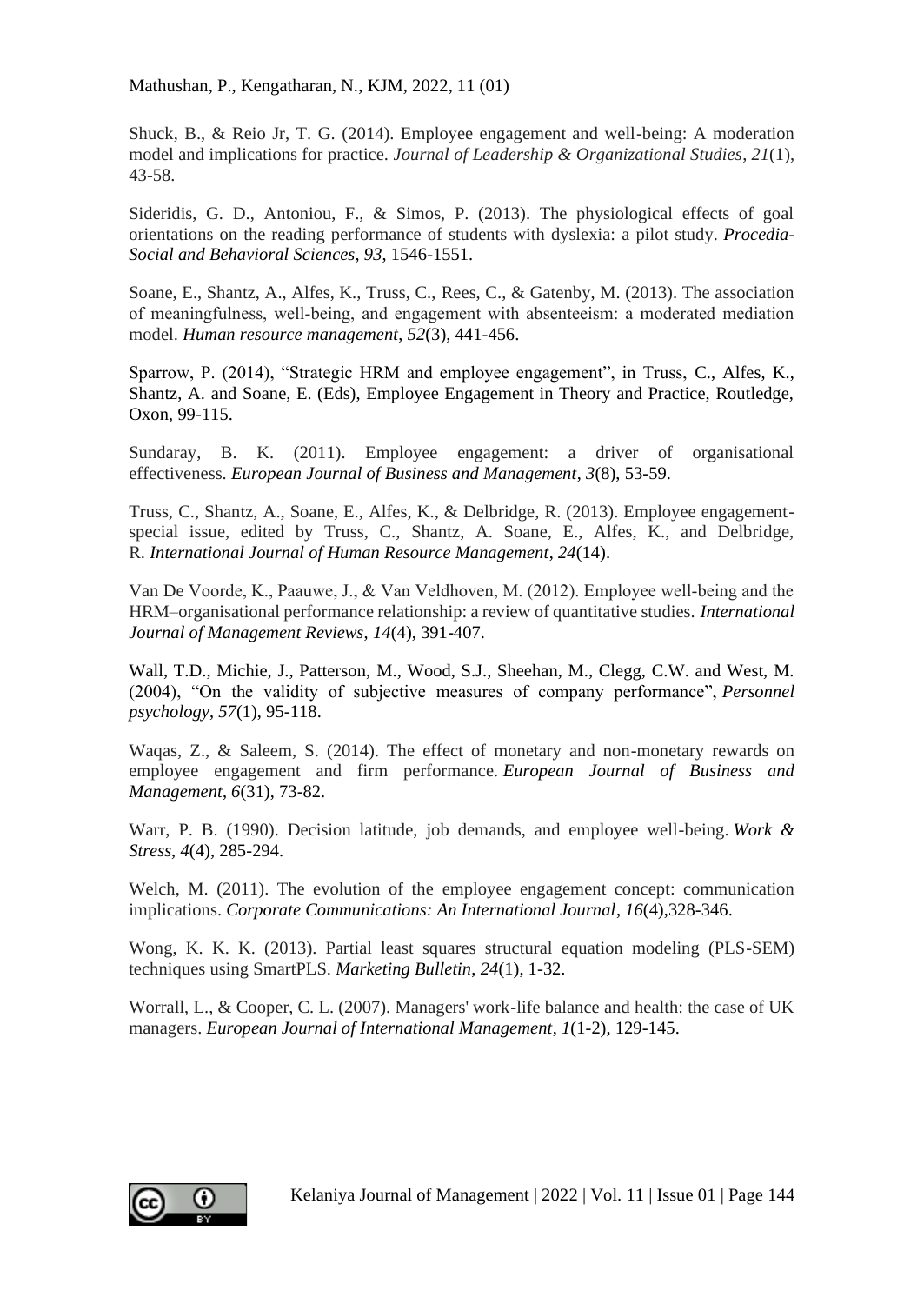Shuck, B., & Reio Jr, T. G. (2014). Employee engagement and well-being: A moderation model and implications for practice. *Journal of Leadership & Organizational Studies*, *21*(1), 43-58.

Sideridis, G. D., Antoniou, F., & Simos, P. (2013). The physiological effects of goal orientations on the reading performance of students with dyslexia: a pilot study. *Procedia-Social and Behavioral Sciences*, *93*, 1546-1551.

Soane, E., Shantz, A., Alfes, K., Truss, C., Rees, C., & Gatenby, M. (2013). The association of meaningfulness, well-being, and engagement with absenteeism: a moderated mediation model. *Human resource management*, *52*(3), 441-456.

Sparrow, P. (2014), "Strategic HRM and employee engagement", in Truss, C., Alfes, K., Shantz, A. and Soane, E. (Eds), Employee Engagement in Theory and Practice, Routledge, Oxon, 99-115.

Sundaray, B. K. (2011). Employee engagement: a driver of organisational effectiveness. *European Journal of Business and Management*, *3*(8), 53-59.

Truss, C., Shantz, A., Soane, E., Alfes, K., & Delbridge, R. (2013). Employee engagement-special issue, edited by Truss, C., Shantz, A. Soane, E., Alfes, K., and Delbridge, R. *International Journal of Human Resource Management*, *24*(14).

Van De Voorde, K., Paauwe, J., & Van Veldhoven, M. (2012). Employee well-being and the HRM–organisational performance relationship: a review of quantitative studies. *International Journal of Management Reviews*, *14*(4), 391-407.

Wall, T.D., Michie, J., Patterson, M., Wood, S.J., Sheehan, M., Clegg, C.W. and West, M. (2004), "On the validity of subjective measures of company performance", *Personnel psychology*, *57*(1), 95-118.

Waqas, Z., & Saleem, S. (2014). The effect of monetary and non-monetary rewards on employee engagement and firm performance. *European Journal of Business and Management*, *6*(31), 73-82.

Warr, P. B. (1990). Decision latitude, job demands, and employee well-being. *Work & Stress*, *4*(4), 285-294.

Welch, M. (2011). The evolution of the employee engagement concept: communication implications. *Corporate Communications: An International Journal*, *16*(4),328-346.

Wong, K. K. K. (2013). Partial least squares structural equation modeling (PLS-SEM) techniques using SmartPLS. *Marketing Bulletin*, *24*(1), 1-32.

Worrall, L., & Cooper, C. L. (2007). Managers' work-life balance and health: the case of UK managers. *European Journal of International Management*, *1*(1-2), 129-145.